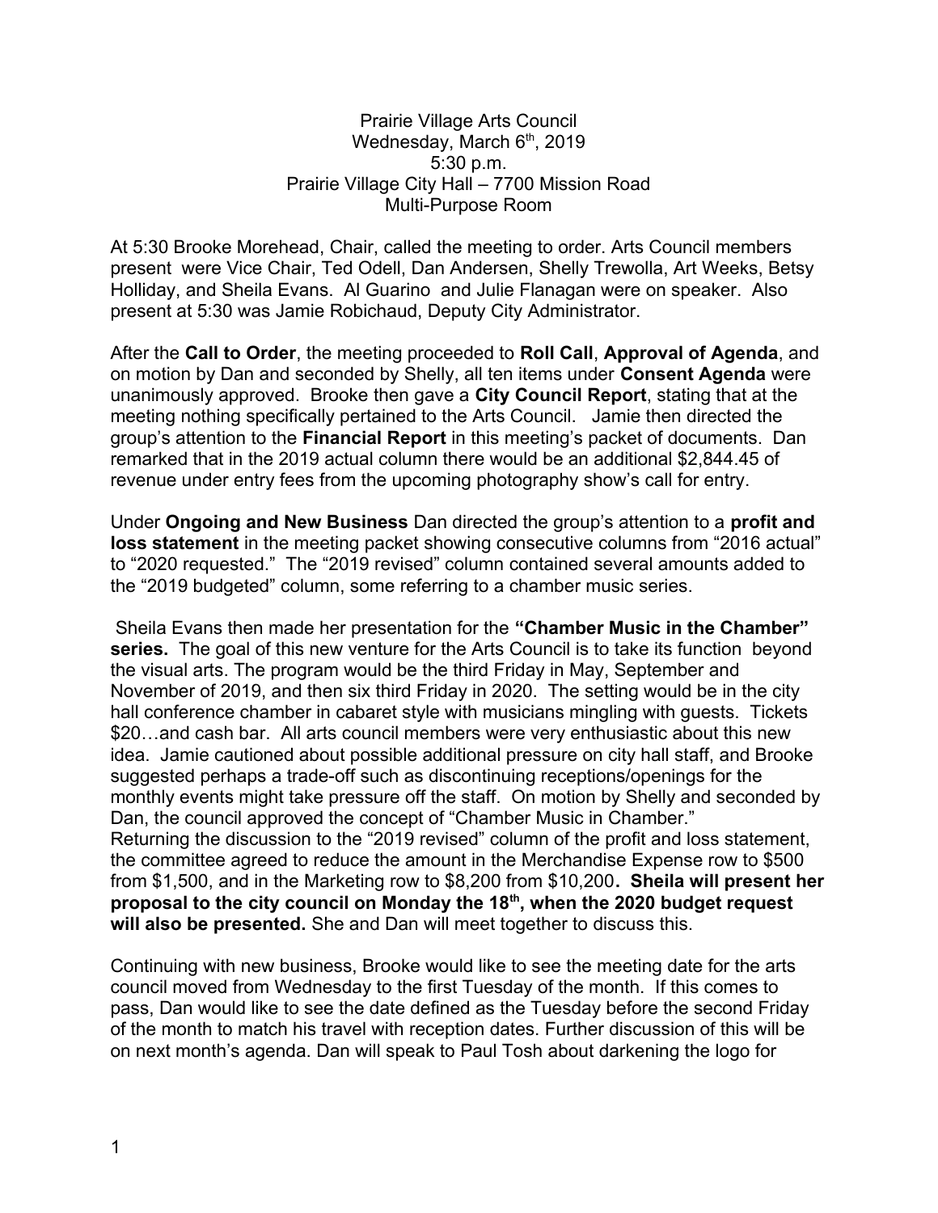Prairie Village Arts Council
Wednesday, March 6th, 2019
5:30 p.m.
Prairie Village City Hall – 7700 Mission Road
Multi-Purpose Room

At 5:30 Brooke Morehead, Chair, called the meeting to order. Arts Council members present were Vice Chair, Ted Odell, Dan Andersen, Shelly Trewolla, Art Weeks, Betsy Holliday, and Sheila Evans. Al Guarino and Julie Flanagan were on speaker. Also present at 5:30 was Jamie Robichaud, Deputy City Administrator.

After the **Call to Order**, the meeting proceeded to **Roll Call**, **Approval of Agenda**, and on motion by Dan and seconded by Shelly, all ten items under **Consent Agenda** were unanimously approved. Brooke then gave a **City Council Report**, stating that at the meeting nothing specifically pertained to the Arts Council. Jamie then directed the group's attention to the **Financial Report** in this meeting's packet of documents. Dan remarked that in the 2019 actual column there would be an additional $2,844.45 of revenue under entry fees from the upcoming photography show's call for entry.

Under **Ongoing and New Business** Dan directed the group's attention to a **profit and loss statement** in the meeting packet showing consecutive columns from "2016 actual" to "2020 requested." The "2019 revised" column contained several amounts added to the "2019 budgeted" column, some referring to a chamber music series.

Sheila Evans then made her presentation for the **"Chamber Music in the Chamber" series.** The goal of this new venture for the Arts Council is to take its function beyond the visual arts. The program would be the third Friday in May, September and November of 2019, and then six third Friday in 2020. The setting would be in the city hall conference chamber in cabaret style with musicians mingling with guests. Tickets $20…and cash bar. All arts council members were very enthusiastic about this new idea. Jamie cautioned about possible additional pressure on city hall staff, and Brooke suggested perhaps a trade-off such as discontinuing receptions/openings for the monthly events might take pressure off the staff. On motion by Shelly and seconded by Dan, the council approved the concept of "Chamber Music in Chamber."
Returning the discussion to the "2019 revised" column of the profit and loss statement, the committee agreed to reduce the amount in the Merchandise Expense row to $500 from $1,500, and in the Marketing row to $8,200 from $10,200**. Sheila will present her proposal to the city council on Monday the 18th, when the 2020 budget request will also be presented.** She and Dan will meet together to discuss this.

Continuing with new business, Brooke would like to see the meeting date for the arts council moved from Wednesday to the first Tuesday of the month. If this comes to pass, Dan would like to see the date defined as the Tuesday before the second Friday of the month to match his travel with reception dates. Further discussion of this will be on next month's agenda. Dan will speak to Paul Tosh about darkening the logo for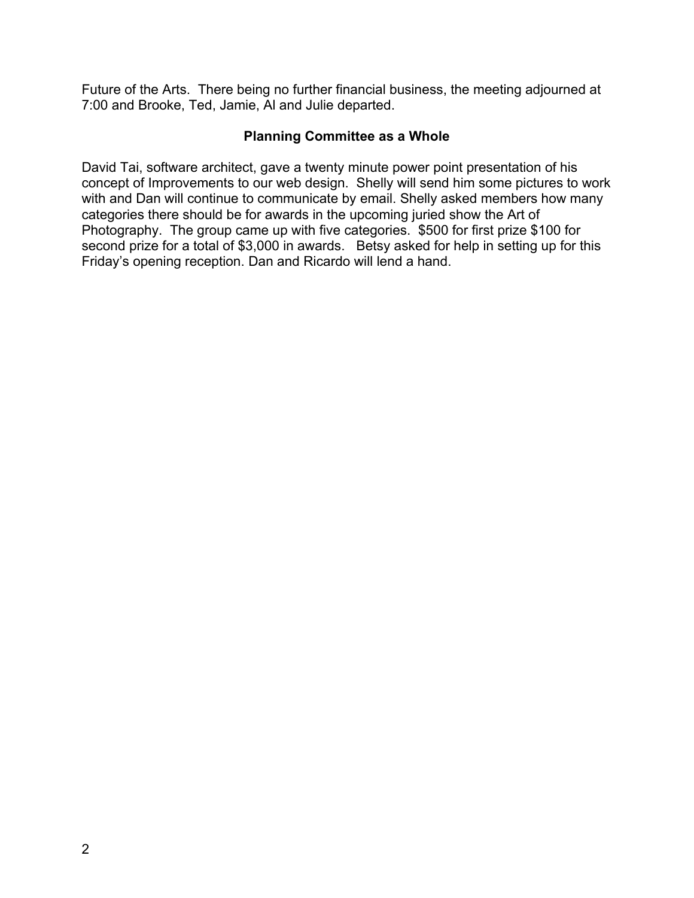Future of the Arts.  There being no further financial business, the meeting adjourned at 7:00 and Brooke, Ted, Jamie, Al and Julie departed.

## Planning Committee as a Whole

David Tai, software architect, gave a twenty minute power point presentation of his concept of Improvements to our web design.  Shelly will send him some pictures to work with and Dan will continue to communicate by email. Shelly asked members how many categories there should be for awards in the upcoming juried show the Art of Photography.  The group came up with five categories.  $500 for first prize $100 for second prize for a total of $3,000 in awards.   Betsy asked for help in setting up for this Friday's opening reception. Dan and Ricardo will lend a hand.